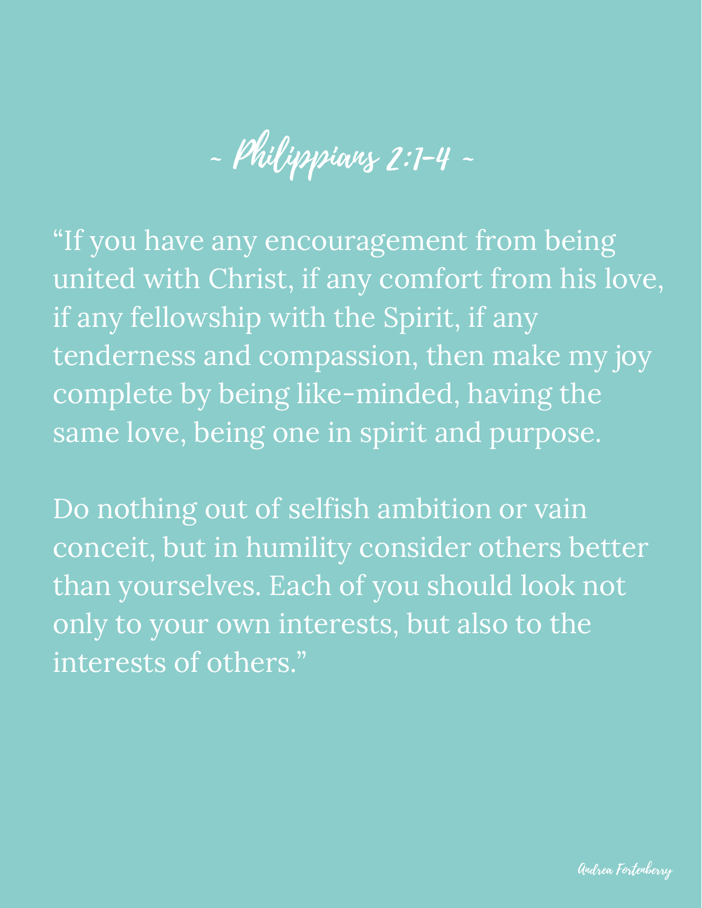# ~ Philippians 2:1-4 ~

"If you have any encouragement from being united with Christ, if any comfort from his love, if any fellowship with the Spirit, if any tenderness and compassion, then make my joy complete by being like-minded, having the same love, being one in spirit and purpose.

Do nothing out of selfish ambition or vain conceit, but in humility consider others better than yourselves. Each of you should look not only to your own interests, but also to the interests of others."

Andrea Fortenberry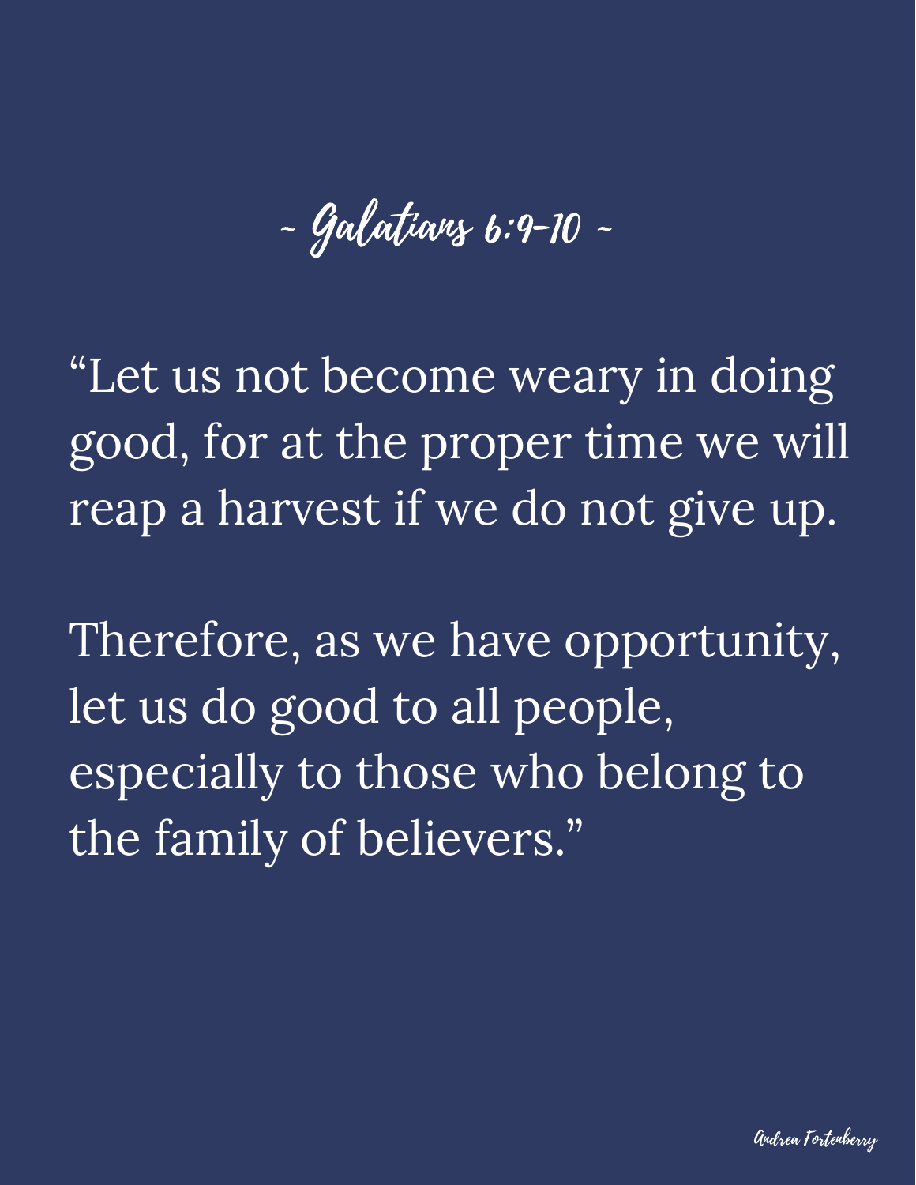## ~ Galatians 6:9-10 ~

“Let us not become weary in doing good, for at the proper time we will reap a harvest if we do not give up.

Therefore, as we have opportunity, let us do good to all people, especially to those who belong to the family of believers.”

*Andrea Fortenberry*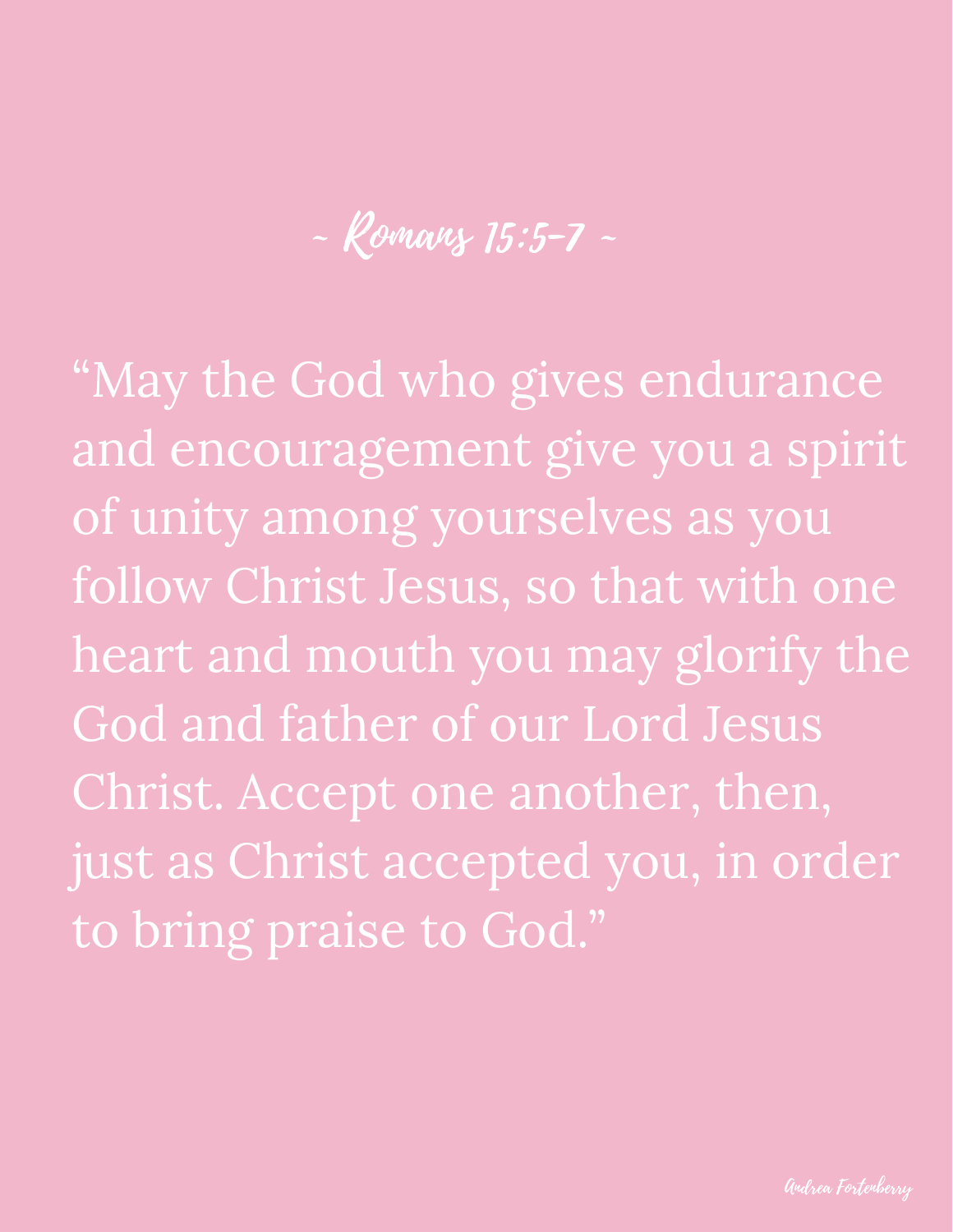## ~ Romans 15:5-7 ~

"May the God who gives endurance and encouragement give you a spirit of unity among yourselves as you follow Christ Jesus, so that with one heart and mouth you may glorify the God and father of our Lord Jesus Christ. Accept one another, then, just as Christ accepted you, in order to bring praise to God."

Andrea Fortenberry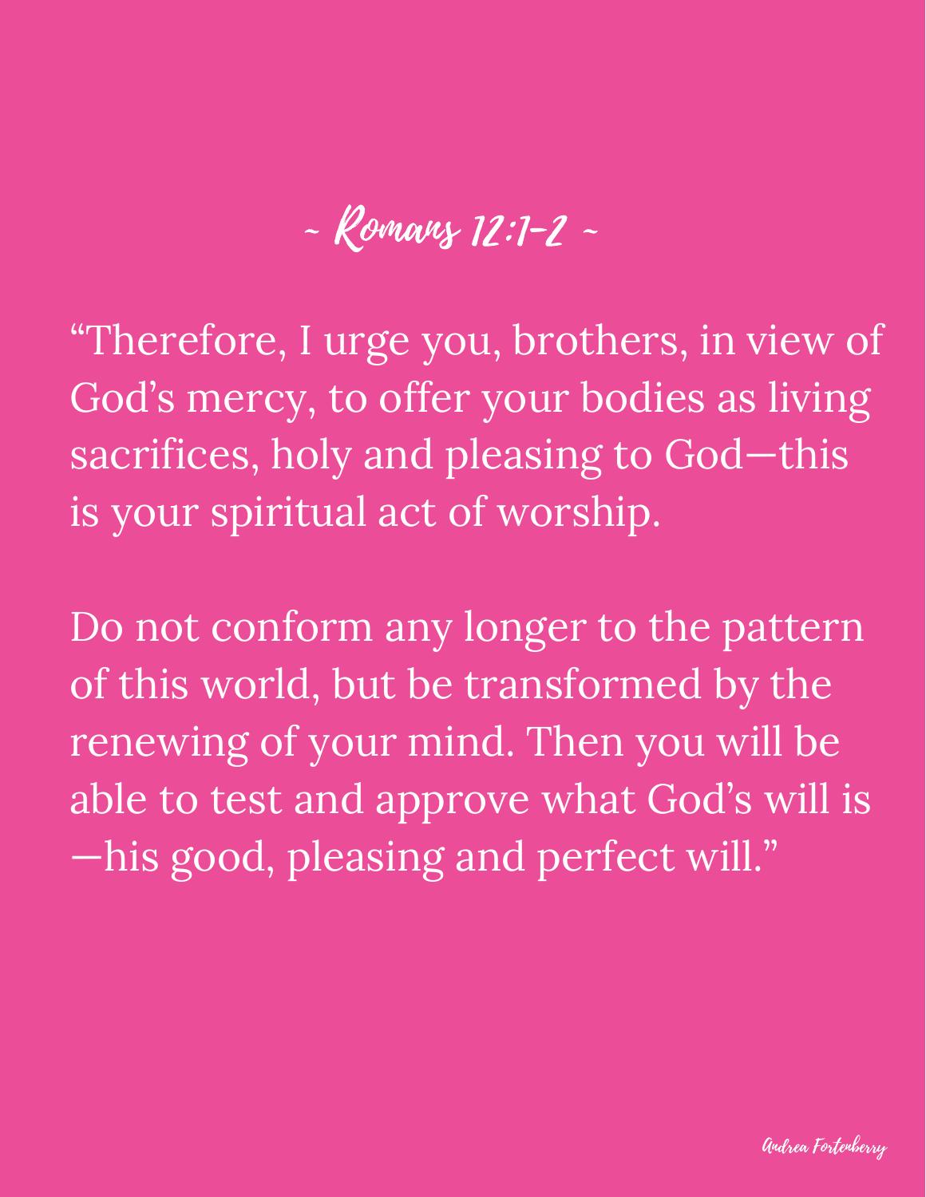## ~ Romans 12:1-2 ~

“Therefore, I urge you, brothers, in view of God’s mercy, to offer your bodies as living sacrifices, holy and pleasing to God—this is your spiritual act of worship.

Do not conform any longer to the pattern of this world, but be transformed by the renewing of your mind. Then you will be able to test and approve what God’s will is—his good, pleasing and perfect will.”

Andrea Fortenberry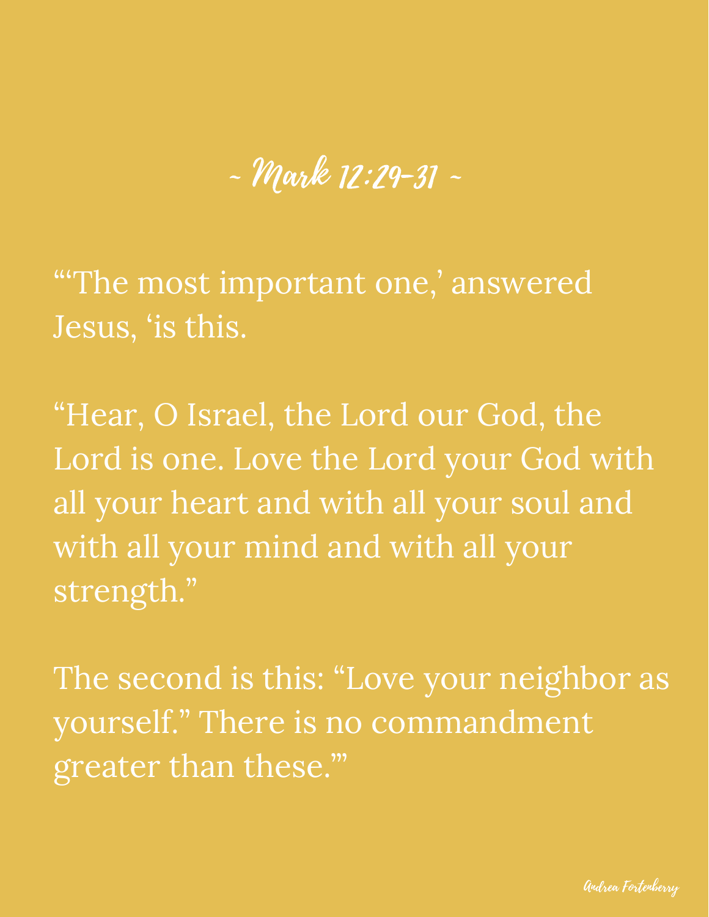## ~ Mark 12:29-31 ~

"'The most important one,' answered Jesus, 'is this.

"Hear, O Israel, the Lord our God, the Lord is one. Love the Lord your God with all your heart and with all your soul and with all your mind and with all your strength."

The second is this: "Love your neighbor as yourself." There is no commandment greater than these.'"

*Andrea Fortenberry*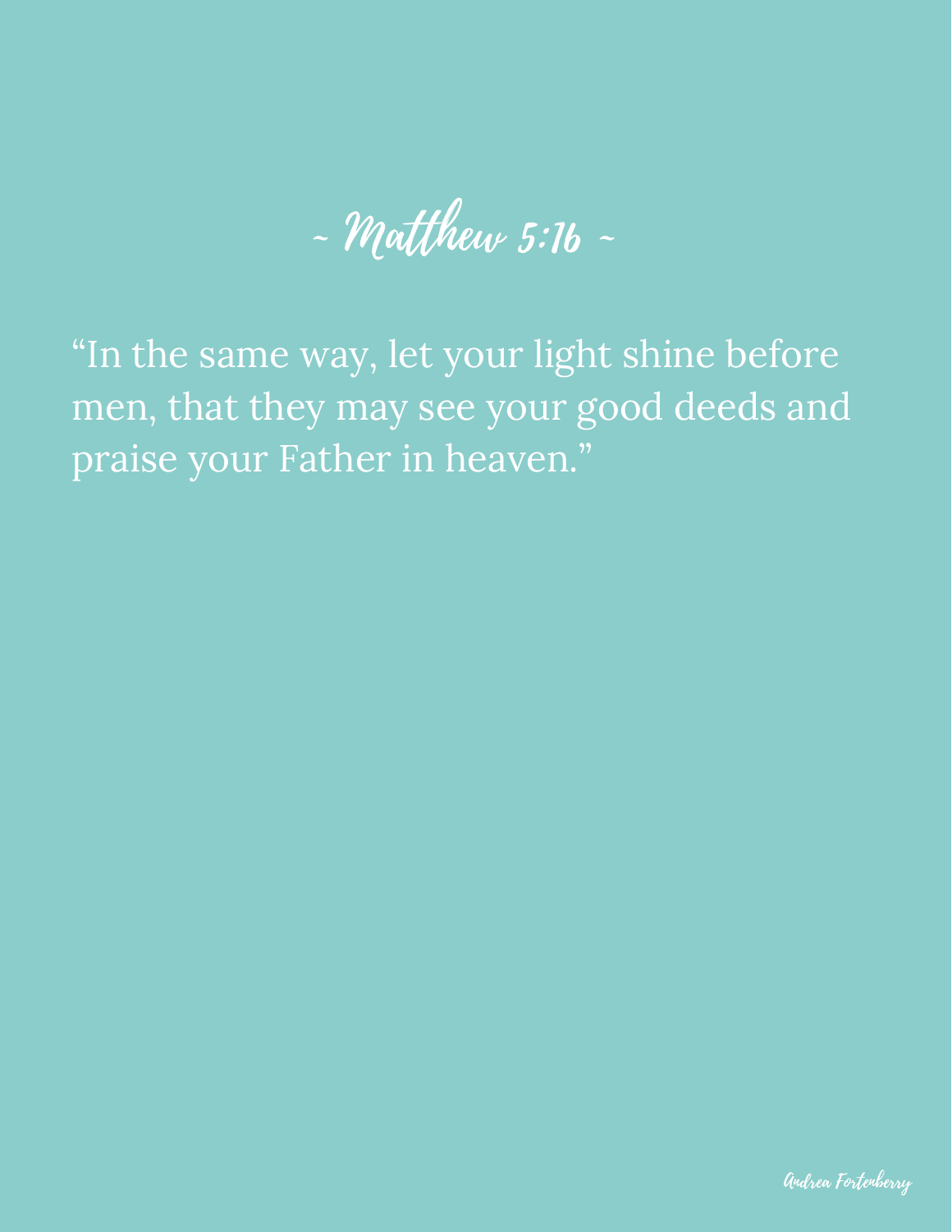# ~ Matthew 5:16 ~

"In the same way, let your light shine before men, that they may see your good deeds and praise your Father in heaven."

Andrea Fortenberry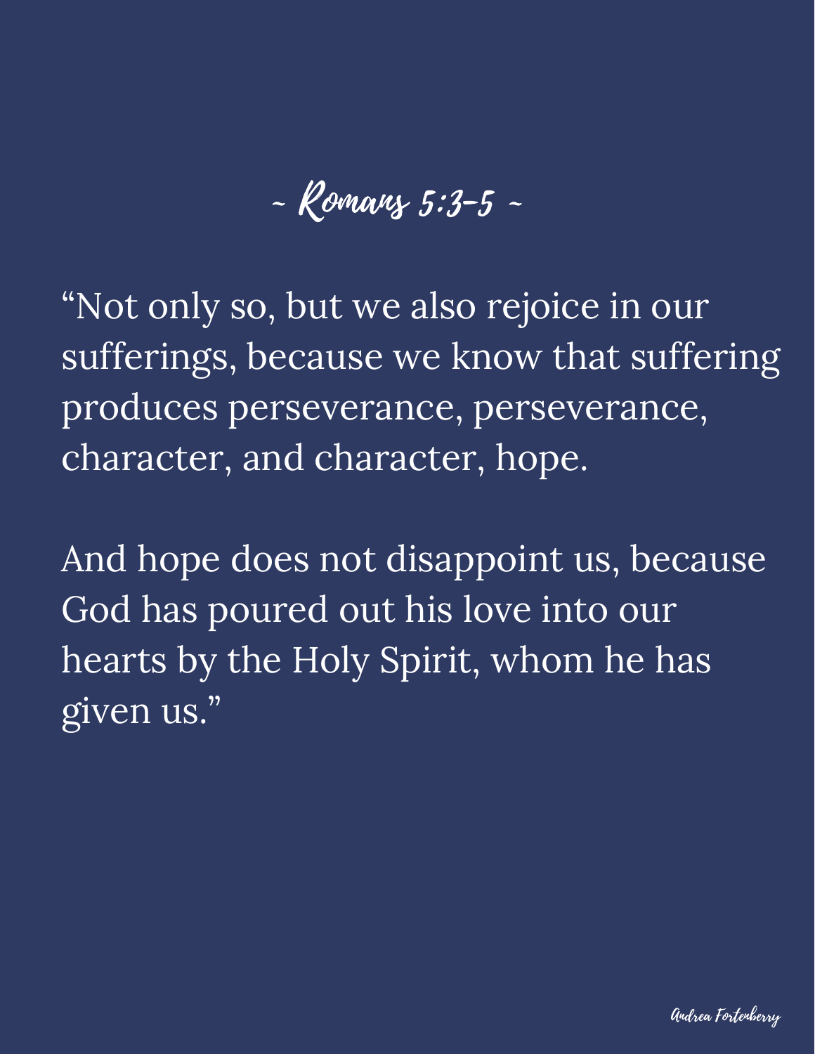## ~ Romans 5:3-5 ~

"Not only so, but we also rejoice in our sufferings, because we know that suffering produces perseverance, perseverance, character, and character, hope.

And hope does not disappoint us, because God has poured out his love into our hearts by the Holy Spirit, whom he has given us."

Andrea Fortenberry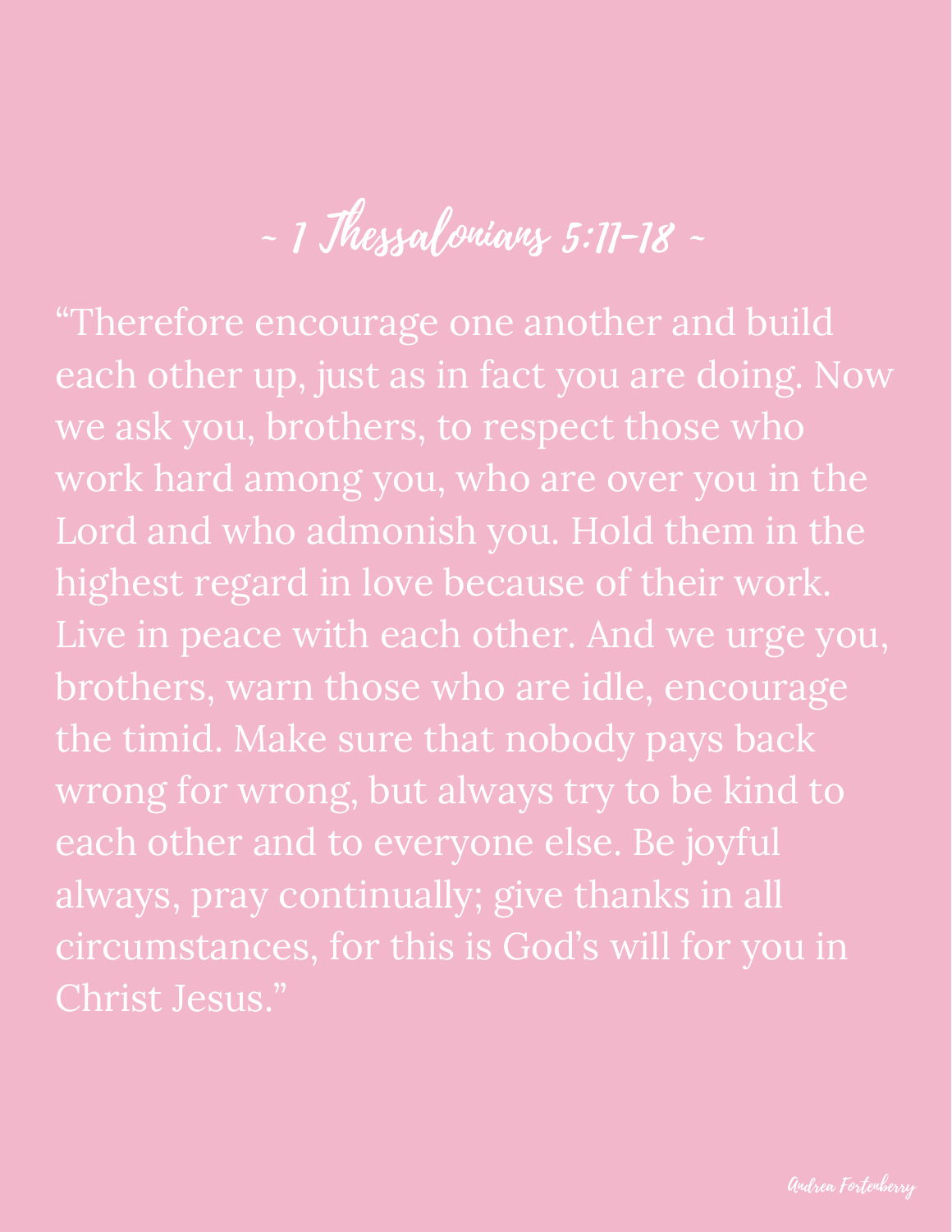# ~ 1 Thessalonians 5:11-18 ~

"Therefore encourage one another and build each other up, just as in fact you are doing. Now we ask you, brothers, to respect those who work hard among you, who are over you in the Lord and who admonish you. Hold them in the highest regard in love because of their work. Live in peace with each other. And we urge you, brothers, warn those who are idle, encourage the timid. Make sure that nobody pays back wrong for wrong, but always try to be kind to each other and to everyone else. Be joyful always, pray continually; give thanks in all circumstances, for this is God's will for you in Christ Jesus."

*Andrea Fortenberry*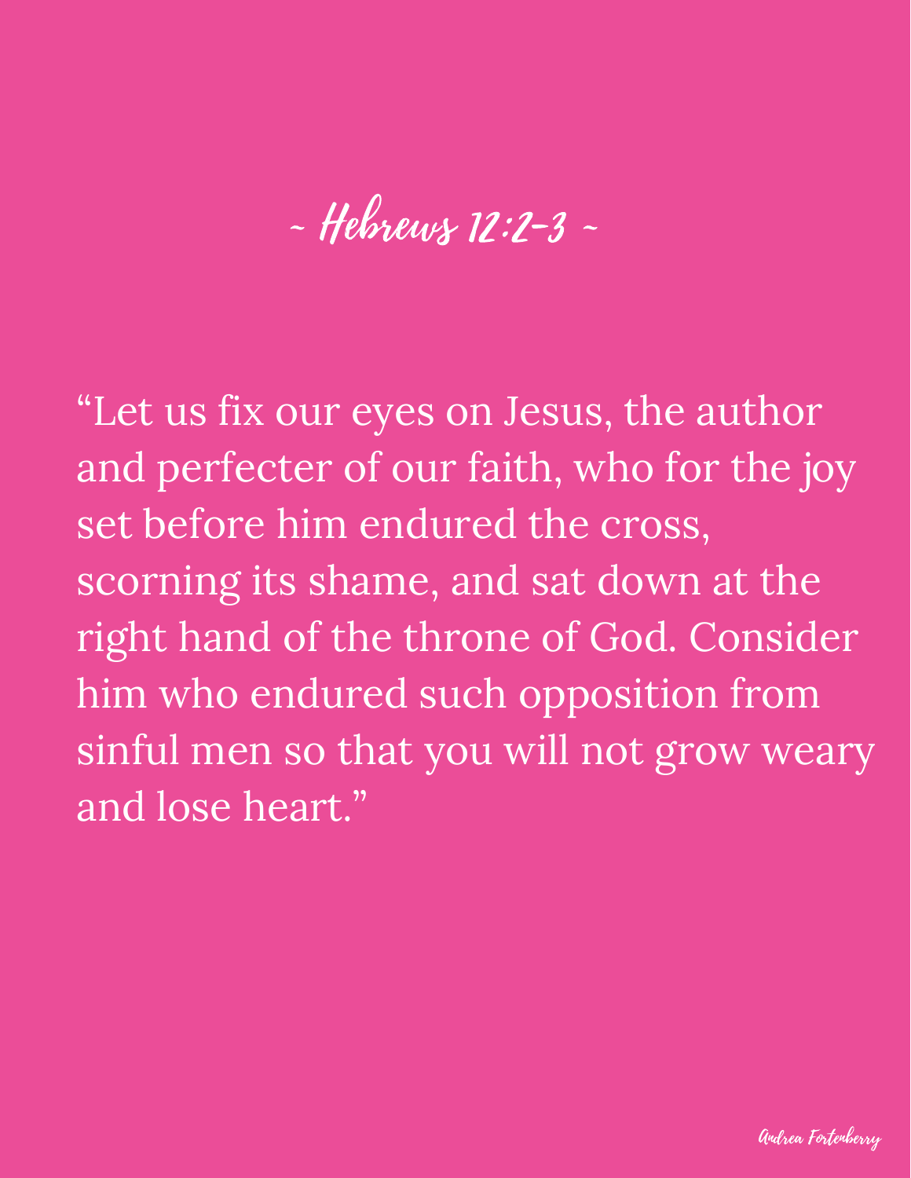# ~ Hebrews 12:2-3 ~

"Let us fix our eyes on Jesus, the author and perfecter of our faith, who for the joy set before him endured the cross, scorning its shame, and sat down at the right hand of the throne of God. Consider him who endured such opposition from sinful men so that you will not grow weary and lose heart."

Andrea Fortenberry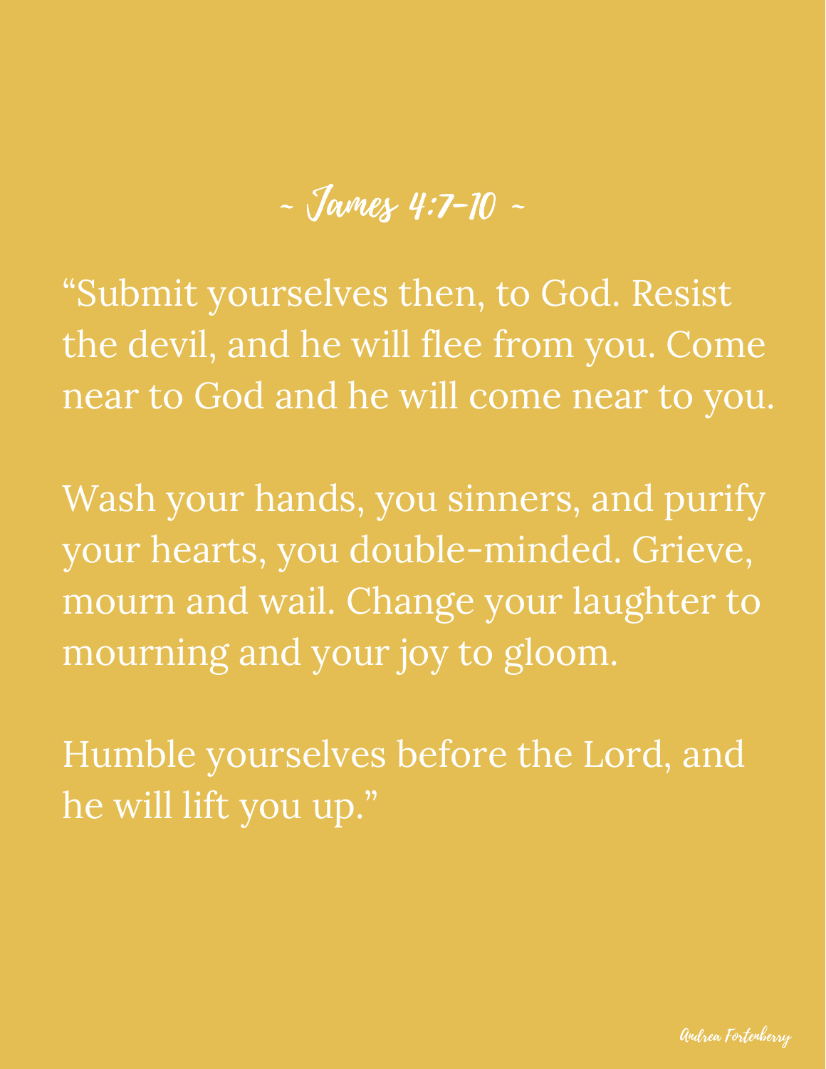## ~ James 4:7-10 ~

"Submit yourselves then, to God. Resist the devil, and he will flee from you. Come near to God and he will come near to you.

Wash your hands, you sinners, and purify your hearts, you double-minded. Grieve, mourn and wail. Change your laughter to mourning and your joy to gloom.

Humble yourselves before the Lord, and he will lift you up."

Andrea Fortenberry